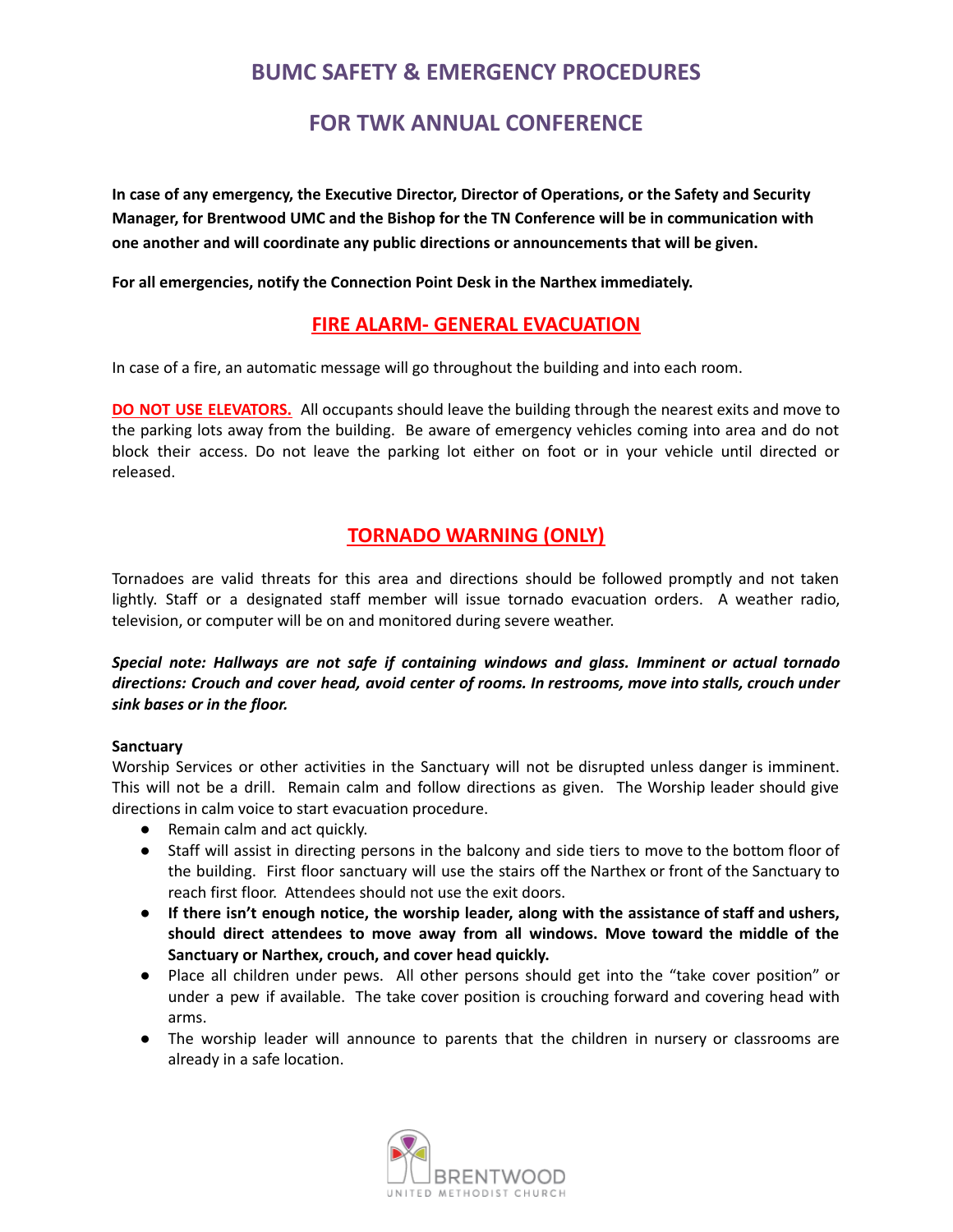# BUMC SAFETY & EMERGENCY PROCEDURES

# FOR TWK ANNUAL CONFERENCE

**In case of any emergency, the Executive Director, Director of Operations, or the Safety and Security Manager, for Brentwood UMC and the Bishop for the TN Conference will be in communication with one another and will coordinate any public directions or announcements that will be given.**

**For all emergencies, notify the Connection Point Desk in the Narthex immediately.**

## FIRE ALARM- GENERAL EVACUATION

In case of a fire, an automatic message will go throughout the building and into each room.

**DO NOT USE ELEVATORS.** All occupants should leave the building through the nearest exits and move to the parking lots away from the building. Be aware of emergency vehicles coming into area and do not block their access. Do not leave the parking lot either on foot or in your vehicle until directed or released.

## TORNADO WARNING (ONLY)

Tornadoes are valid threats for this area and directions should be followed promptly and not taken lightly. Staff or a designated staff member will issue tornado evacuation orders. A weather radio, television, or computer will be on and monitored during severe weather.

***Special note: Hallways are not safe if containing windows and glass. Imminent or actual tornado directions: Crouch and cover head, avoid center of rooms. In restrooms, move into stalls, crouch under sink bases or in the floor.***

**Sanctuary**

Worship Services or other activities in the Sanctuary will not be disrupted unless danger is imminent. This will not be a drill. Remain calm and follow directions as given. The Worship leader should give directions in calm voice to start evacuation procedure.

- Remain calm and act quickly.
- Staff will assist in directing persons in the balcony and side tiers to move to the bottom floor of the building. First floor sanctuary will use the stairs off the Narthex or front of the Sanctuary to reach first floor. Attendees should not use the exit doors.
- **If there isn't enough notice, the worship leader, along with the assistance of staff and ushers, should direct attendees to move away from all windows. Move toward the middle of the Sanctuary or Narthex, crouch, and cover head quickly.**
- Place all children under pews. All other persons should get into the "take cover position" or under a pew if available. The take cover position is crouching forward and covering head with arms.
- The worship leader will announce to parents that the children in nursery or classrooms are already in a safe location.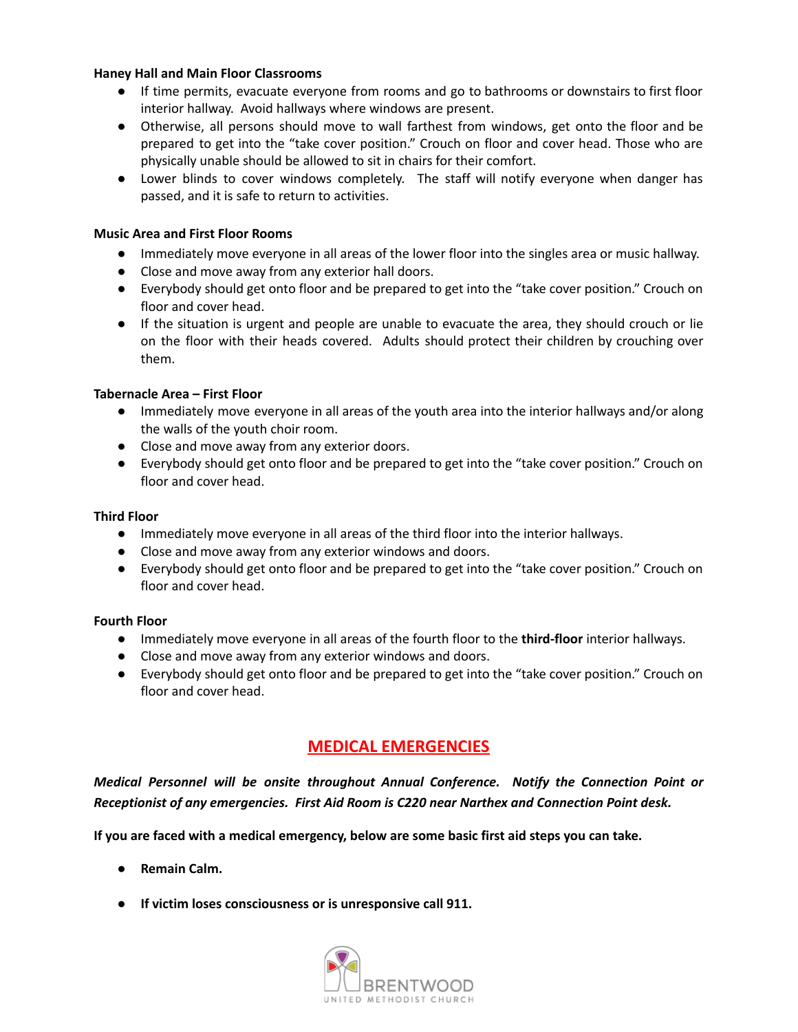**Haney Hall and Main Floor Classrooms**

- If time permits, evacuate everyone from rooms and go to bathrooms or downstairs to first floor interior hallway. Avoid hallways where windows are present.
- Otherwise, all persons should move to wall farthest from windows, get onto the floor and be prepared to get into the "take cover position." Crouch on floor and cover head. Those who are physically unable should be allowed to sit in chairs for their comfort.
- Lower blinds to cover windows completely. The staff will notify everyone when danger has passed, and it is safe to return to activities.

**Music Area and First Floor Rooms**

- Immediately move everyone in all areas of the lower floor into the singles area or music hallway.
- Close and move away from any exterior hall doors.
- Everybody should get onto floor and be prepared to get into the "take cover position." Crouch on floor and cover head.
- If the situation is urgent and people are unable to evacuate the area, they should crouch or lie on the floor with their heads covered. Adults should protect their children by crouching over them.

**Tabernacle Area – First Floor**

- Immediately move everyone in all areas of the youth area into the interior hallways and/or along the walls of the youth choir room.
- Close and move away from any exterior doors.
- Everybody should get onto floor and be prepared to get into the "take cover position." Crouch on floor and cover head.

**Third Floor**

- Immediately move everyone in all areas of the third floor into the interior hallways.
- Close and move away from any exterior windows and doors.
- Everybody should get onto floor and be prepared to get into the "take cover position." Crouch on floor and cover head.

**Fourth Floor**

- Immediately move everyone in all areas of the fourth floor to the **third-floor** interior hallways.
- Close and move away from any exterior windows and doors.
- Everybody should get onto floor and be prepared to get into the "take cover position." Crouch on floor and cover head.

## MEDICAL EMERGENCIES

***Medical Personnel will be onsite throughout Annual Conference. Notify the Connection Point or Receptionist of any emergencies. First Aid Room is C220 near Narthex and Connection Point desk.***

**If you are faced with a medical emergency, below are some basic first aid steps you can take.**

- **Remain Calm.**
- **If victim loses consciousness or is unresponsive call 911.**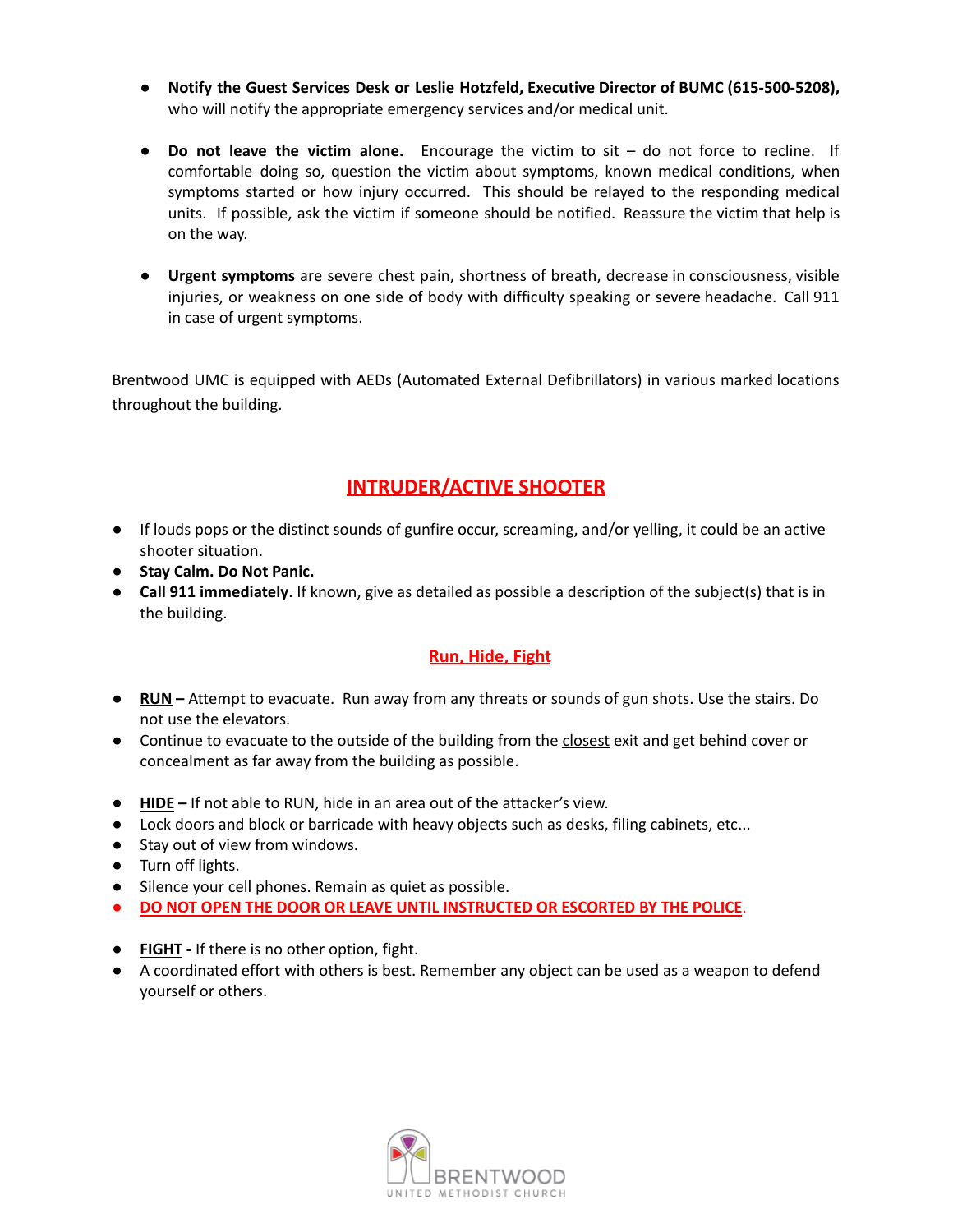- **Notify the Guest Services Desk or Leslie Hotzfeld, Executive Director of BUMC (615-500-5208),** who will notify the appropriate emergency services and/or medical unit.

- **Do not leave the victim alone.** Encourage the victim to sit – do not force to recline. If comfortable doing so, question the victim about symptoms, known medical conditions, when symptoms started or how injury occurred. This should be relayed to the responding medical units. If possible, ask the victim if someone should be notified. Reassure the victim that help is on the way.

- **Urgent symptoms** are severe chest pain, shortness of breath, decrease in consciousness, visible injuries, or weakness on one side of body with difficulty speaking or severe headache. Call 911 in case of urgent symptoms.

Brentwood UMC is equipped with AEDs (Automated External Defibrillators) in various marked locations throughout the building.

## INTRUDER/ACTIVE SHOOTER

- If louds pops or the distinct sounds of gunfire occur, screaming, and/or yelling, it could be an active shooter situation.
- **Stay Calm. Do Not Panic.**
- **Call 911 immediately**. If known, give as detailed as possible a description of the subject(s) that is in the building.

### Run, Hide, Fight

- **RUN –** Attempt to evacuate. Run away from any threats or sounds of gun shots. Use the stairs. Do not use the elevators.
- Continue to evacuate to the outside of the building from the closest exit and get behind cover or concealment as far away from the building as possible.

- **HIDE –** If not able to RUN, hide in an area out of the attacker's view.
- Lock doors and block or barricade with heavy objects such as desks, filing cabinets, etc...
- Stay out of view from windows.
- Turn off lights.
- Silence your cell phones. Remain as quiet as possible.
- DO NOT OPEN THE DOOR OR LEAVE UNTIL INSTRUCTED OR ESCORTED BY THE POLICE.

- **FIGHT -** If there is no other option, fight.
- A coordinated effort with others is best. Remember any object can be used as a weapon to defend yourself or others.

BRENTWOOD UNITED METHODIST CHURCH